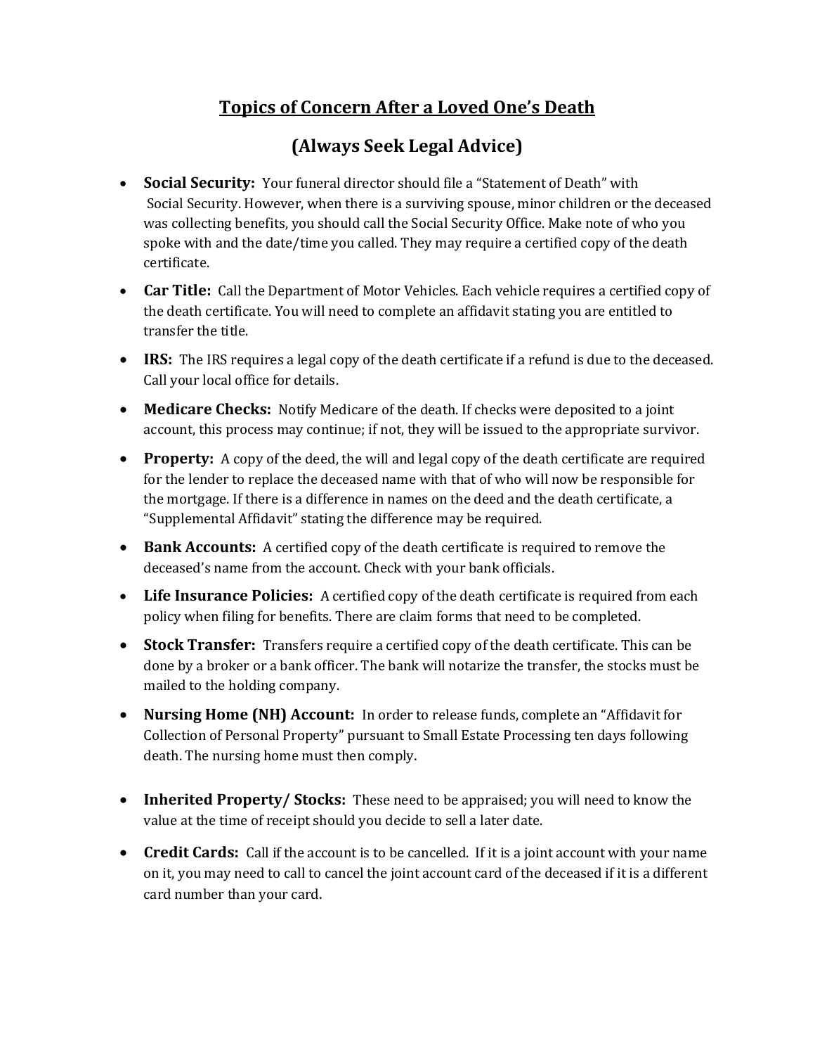# Topics of Concern After a Loved One's Death

## (Always Seek Legal Advice)

- **Social Security:** Your funeral director should file a "Statement of Death" with Social Security. However, when there is a surviving spouse, minor children or the deceased was collecting benefits, you should call the Social Security Office. Make note of who you spoke with and the date/time you called. They may require a certified copy of the death certificate.
- **Car Title:** Call the Department of Motor Vehicles. Each vehicle requires a certified copy of the death certificate. You will need to complete an affidavit stating you are entitled to transfer the title.
- **IRS:** The IRS requires a legal copy of the death certificate if a refund is due to the deceased. Call your local office for details.
- **Medicare Checks:** Notify Medicare of the death. If checks were deposited to a joint account, this process may continue; if not, they will be issued to the appropriate survivor.
- **Property:** A copy of the deed, the will and legal copy of the death certificate are required for the lender to replace the deceased name with that of who will now be responsible for the mortgage. If there is a difference in names on the deed and the death certificate, a "Supplemental Affidavit" stating the difference may be required.
- **Bank Accounts:** A certified copy of the death certificate is required to remove the deceased's name from the account. Check with your bank officials.
- **Life Insurance Policies:** A certified copy of the death certificate is required from each policy when filing for benefits. There are claim forms that need to be completed.
- **Stock Transfer:** Transfers require a certified copy of the death certificate. This can be done by a broker or a bank officer. The bank will notarize the transfer, the stocks must be mailed to the holding company.
- **Nursing Home (NH) Account:** In order to release funds, complete an "Affidavit for Collection of Personal Property" pursuant to Small Estate Processing ten days following death. The nursing home must then comply.
- **Inherited Property/ Stocks:** These need to be appraised; you will need to know the value at the time of receipt should you decide to sell a later date.
- **Credit Cards:** Call if the account is to be cancelled. If it is a joint account with your name on it, you may need to call to cancel the joint account card of the deceased if it is a different card number than your card.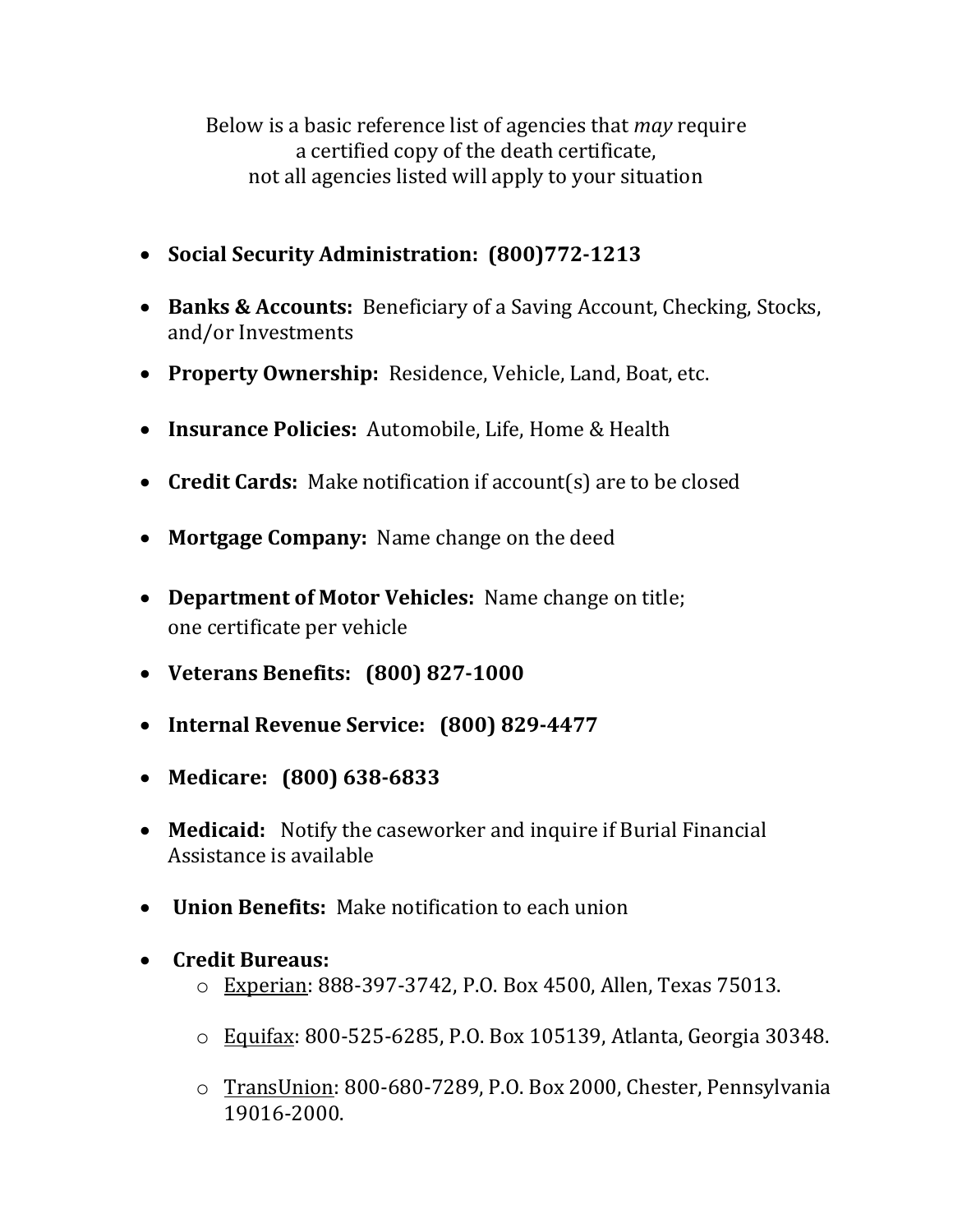Below is a basic reference list of agencies that *may* require
a certified copy of the death certificate,
not all agencies listed will apply to your situation

- **Social Security Administration: (800)772-1213**
- **Banks & Accounts:** Beneficiary of a Saving Account, Checking, Stocks, and/or Investments
- **Property Ownership:** Residence, Vehicle, Land, Boat, etc.
- **Insurance Policies:** Automobile, Life, Home & Health
- **Credit Cards:** Make notification if account(s) are to be closed
- **Mortgage Company:** Name change on the deed
- **Department of Motor Vehicles:** Name change on title; one certificate per vehicle
- **Veterans Benefits: (800) 827-1000**
- **Internal Revenue Service: (800) 829-4477**
- **Medicare: (800) 638-6833**
- **Medicaid:** Notify the caseworker and inquire if Burial Financial Assistance is available
- **Union Benefits:** Make notification to each union
- **Credit Bureaus:**
  - Experian: 888-397-3742, P.O. Box 4500, Allen, Texas 75013.
  - Equifax: 800-525-6285, P.O. Box 105139, Atlanta, Georgia 30348.
  - TransUnion: 800-680-7289, P.O. Box 2000, Chester, Pennsylvania 19016-2000.